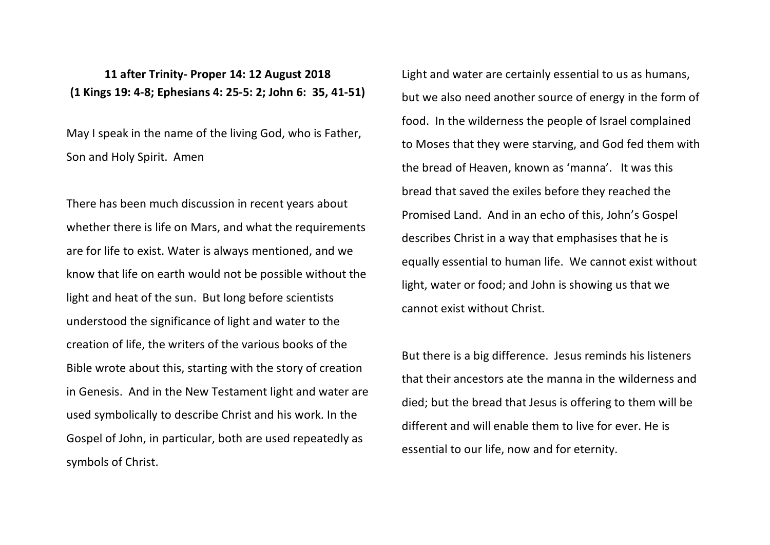**11 after Trinity- Proper 14: 12 August 2018**
**(1 Kings 19: 4-8; Ephesians 4: 25-5: 2; John 6: 35, 41-51)**

May I speak in the name of the living God, who is Father, Son and Holy Spirit. Amen

There has been much discussion in recent years about whether there is life on Mars, and what the requirements are for life to exist. Water is always mentioned, and we know that life on earth would not be possible without the light and heat of the sun. But long before scientists understood the significance of light and water to the creation of life, the writers of the various books of the Bible wrote about this, starting with the story of creation in Genesis. And in the New Testament light and water are used symbolically to describe Christ and his work. In the Gospel of John, in particular, both are used repeatedly as symbols of Christ.

Light and water are certainly essential to us as humans, but we also need another source of energy in the form of food. In the wilderness the people of Israel complained to Moses that they were starving, and God fed them with the bread of Heaven, known as 'manna'. It was this bread that saved the exiles before they reached the Promised Land. And in an echo of this, John's Gospel describes Christ in a way that emphasises that he is equally essential to human life. We cannot exist without light, water or food; and John is showing us that we cannot exist without Christ.

But there is a big difference. Jesus reminds his listeners that their ancestors ate the manna in the wilderness and died; but the bread that Jesus is offering to them will be different and will enable them to live for ever. He is essential to our life, now and for eternity.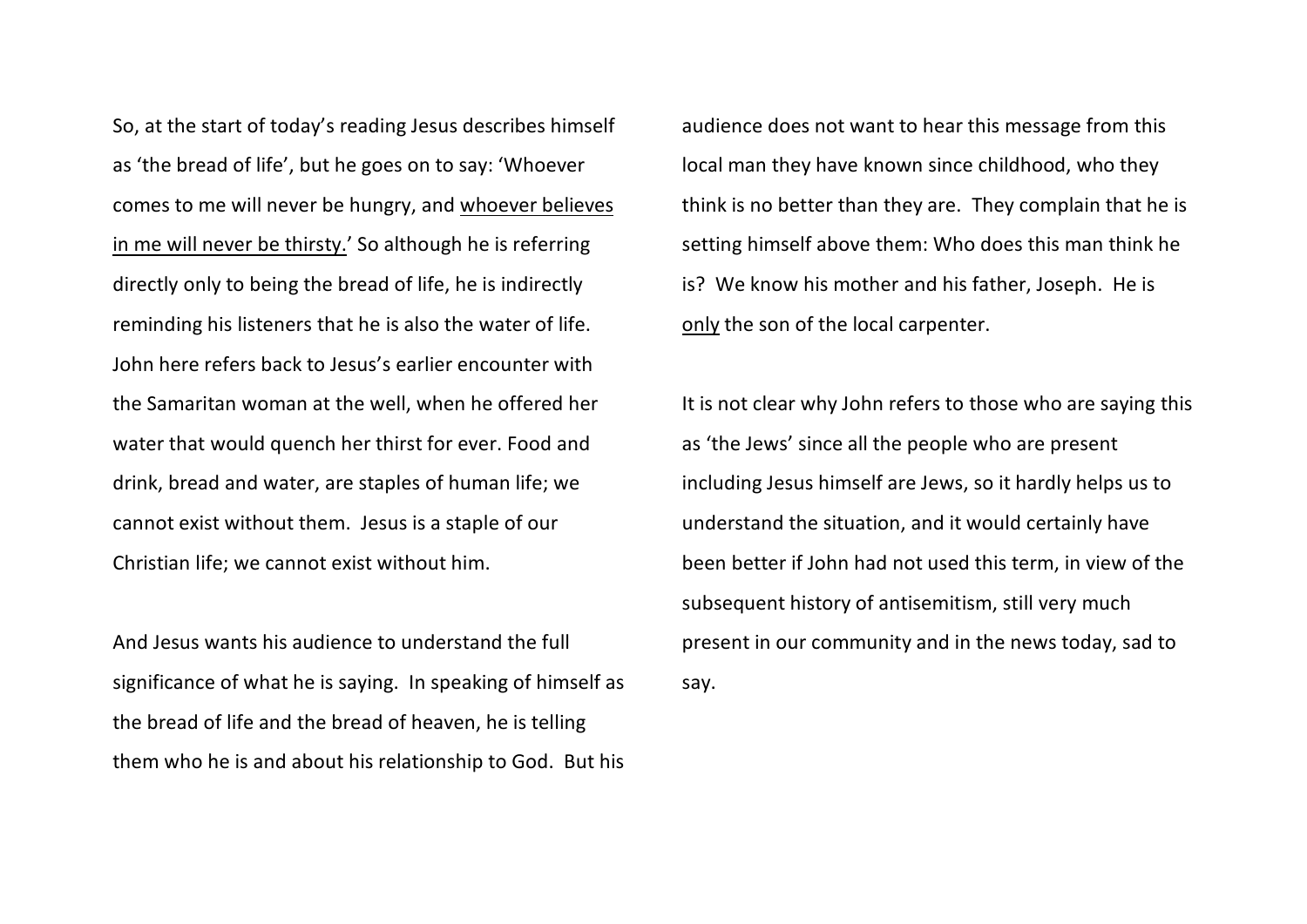So, at the start of today's reading Jesus describes himself as 'the bread of life', but he goes on to say: 'Whoever comes to me will never be hungry, and <u>whoever believes in me will never be thirsty.</u>' So although he is referring directly only to being the bread of life, he is indirectly reminding his listeners that he is also the water of life. John here refers back to Jesus's earlier encounter with the Samaritan woman at the well, when he offered her water that would quench her thirst for ever. Food and drink, bread and water, are staples of human life; we cannot exist without them. Jesus is a staple of our Christian life; we cannot exist without him.

And Jesus wants his audience to understand the full significance of what he is saying. In speaking of himself as the bread of life and the bread of heaven, he is telling them who he is and about his relationship to God. But his audience does not want to hear this message from this local man they have known since childhood, who they think is no better than they are. They complain that he is setting himself above them: Who does this man think he is? We know his mother and his father, Joseph. He is <u>only</u> the son of the local carpenter.

It is not clear why John refers to those who are saying this as 'the Jews' since all the people who are present including Jesus himself are Jews, so it hardly helps us to understand the situation, and it would certainly have been better if John had not used this term, in view of the subsequent history of antisemitism, still very much present in our community and in the news today, sad to say.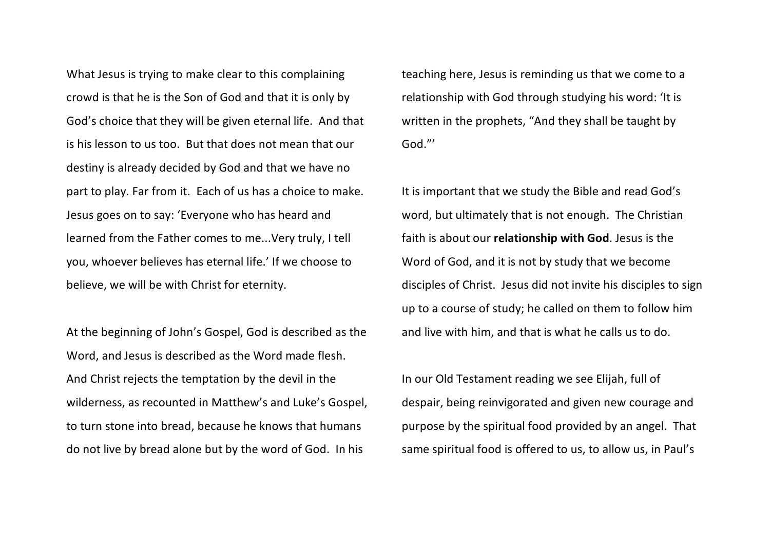What Jesus is trying to make clear to this complaining crowd is that he is the Son of God and that it is only by God's choice that they will be given eternal life. And that is his lesson to us too. But that does not mean that our destiny is already decided by God and that we have no part to play. Far from it. Each of us has a choice to make. Jesus goes on to say: 'Everyone who has heard and learned from the Father comes to me...Very truly, I tell you, whoever believes has eternal life.' If we choose to believe, we will be with Christ for eternity.

At the beginning of John's Gospel, God is described as the Word, and Jesus is described as the Word made flesh. And Christ rejects the temptation by the devil in the wilderness, as recounted in Matthew's and Luke's Gospel, to turn stone into bread, because he knows that humans do not live by bread alone but by the word of God. In his teaching here, Jesus is reminding us that we come to a relationship with God through studying his word: 'It is written in the prophets, "And they shall be taught by God."'

It is important that we study the Bible and read God's word, but ultimately that is not enough. The Christian faith is about our **relationship with God**. Jesus is the Word of God, and it is not by study that we become disciples of Christ. Jesus did not invite his disciples to sign up to a course of study; he called on them to follow him and live with him, and that is what he calls us to do.

In our Old Testament reading we see Elijah, full of despair, being reinvigorated and given new courage and purpose by the spiritual food provided by an angel. That same spiritual food is offered to us, to allow us, in Paul's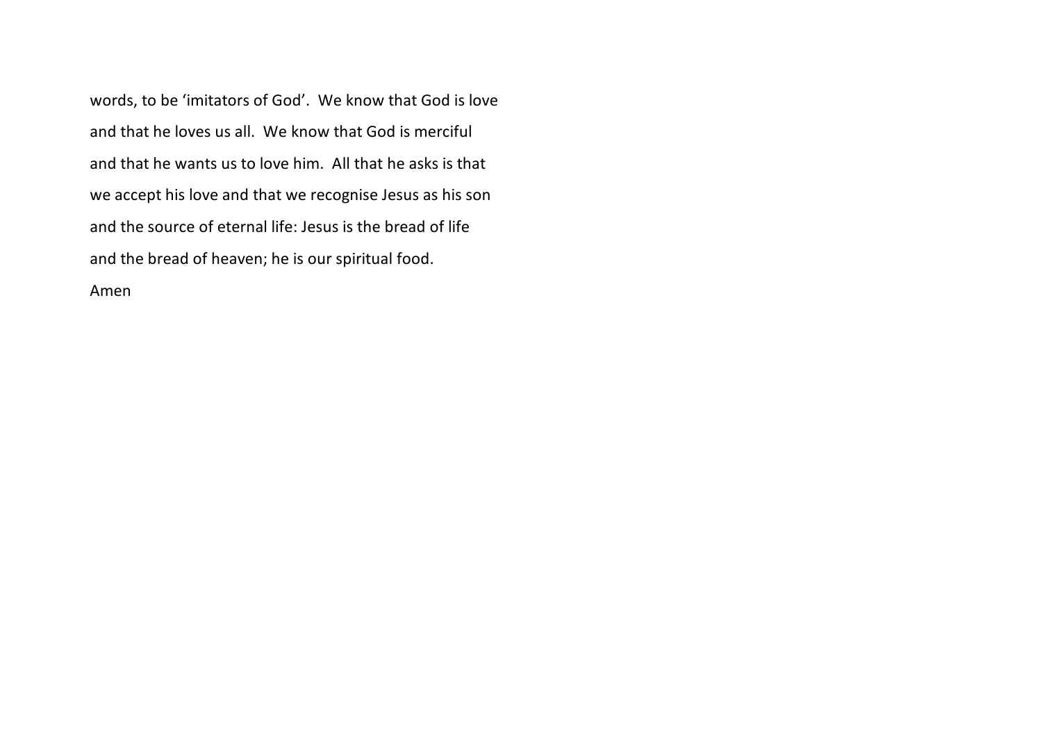words, to be ‘imitators of God’. We know that God is love and that he loves us all. We know that God is merciful and that he wants us to love him. All that he asks is that we accept his love and that we recognise Jesus as his son and the source of eternal life: Jesus is the bread of life and the bread of heaven; he is our spiritual food.

Amen